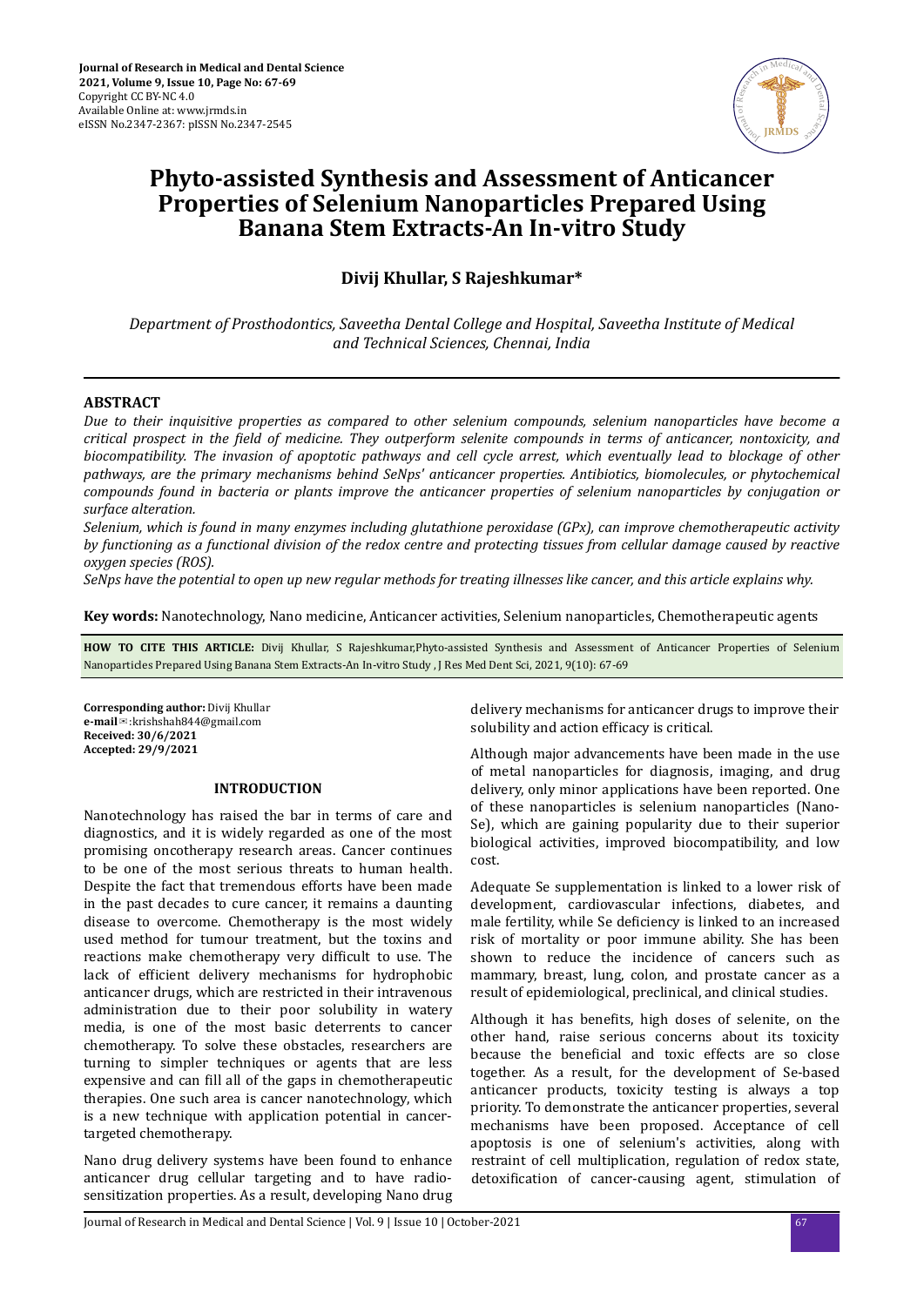# Phyto-assisted Synthesis and Assessment of Anticancer Properties of Selenium Nanoparticles Prepared Using Banana Stem Extracts-An In-vitro Study

**Divij Khullar, S Rajeshkumar***

*Department of Prosthodontics, Saveetha Dental College and Hospital, Saveetha Institute of Medical and Technical Sciences, Chennai, India*

## ABSTRACT

*Due to their inquisitive properties as compared to other selenium compounds, selenium nanoparticles have become a critical prospect in the field of medicine. They outperform selenite compounds in terms of anticancer, nontoxicity, and biocompatibility. The invasion of apoptotic pathways and cell cycle arrest, which eventually lead to blockage of other pathways, are the primary mechanisms behind SeNps' anticancer properties. Antibiotics, biomolecules, or phytochemical compounds found in bacteria or plants improve the anticancer properties of selenium nanoparticles by conjugation or surface alteration.*

*Selenium, which is found in many enzymes including glutathione peroxidase (GPx), can improve chemotherapeutic activity by functioning as a functional division of the redox centre and protecting tissues from cellular damage caused by reactive oxygen species (ROS).*

*SeNps have the potential to open up new regular methods for treating illnesses like cancer, and this article explains why.*

**Key words:** Nanotechnology, Nano medicine, Anticancer activities, Selenium nanoparticles, Chemotherapeutic agents

**HOW TO CITE THIS ARTICLE:** Divij Khullar, S Rajeshkumar,Phyto-assisted Synthesis and Assessment of Anticancer Properties of Selenium Nanoparticles Prepared Using Banana Stem Extracts-An In-vitro Study , J Res Med Dent Sci, 2021, 9(10): 67-69

**Corresponding author:** Divij Khullar
**e-mail**✉:krishshah844@gmail.com
**Received: 30/6/2021**
**Accepted: 29/9/2021**

## INTRODUCTION

Nanotechnology has raised the bar in terms of care and diagnostics, and it is widely regarded as one of the most promising oncotherapy research areas. Cancer continues to be one of the most serious threats to human health. Despite the fact that tremendous efforts have been made in the past decades to cure cancer, it remains a daunting disease to overcome. Chemotherapy is the most widely used method for tumour treatment, but the toxins and reactions make chemotherapy very difficult to use. The lack of efficient delivery mechanisms for hydrophobic anticancer drugs, which are restricted in their intravenous administration due to their poor solubility in watery media, is one of the most basic deterrents to cancer chemotherapy. To solve these obstacles, researchers are turning to simpler techniques or agents that are less expensive and can fill all of the gaps in chemotherapeutic therapies. One such area is cancer nanotechnology, which is a new technique with application potential in cancer-targeted chemotherapy.

Nano drug delivery systems have been found to enhance anticancer drug cellular targeting and to have radio-sensitization properties. As a result, developing Nano drug delivery mechanisms for anticancer drugs to improve their solubility and action efficacy is critical.

Although major advancements have been made in the use of metal nanoparticles for diagnosis, imaging, and drug delivery, only minor applications have been reported. One of these nanoparticles is selenium nanoparticles (Nano-Se), which are gaining popularity due to their superior biological activities, improved biocompatibility, and low cost.

Adequate Se supplementation is linked to a lower risk of development, cardiovascular infections, diabetes, and male fertility, while Se deficiency is linked to an increased risk of mortality or poor immune ability. She has been shown to reduce the incidence of cancers such as mammary, breast, lung, colon, and prostate cancer as a result of epidemiological, preclinical, and clinical studies.

Although it has benefits, high doses of selenite, on the other hand, raise serious concerns about its toxicity because the beneficial and toxic effects are so close together. As a result, for the development of Se-based anticancer products, toxicity testing is always a top priority. To demonstrate the anticancer properties, several mechanisms have been proposed. Acceptance of cell apoptosis is one of selenium's activities, along with restraint of cell multiplication, regulation of redox state, detoxification of cancer-causing agent, stimulation of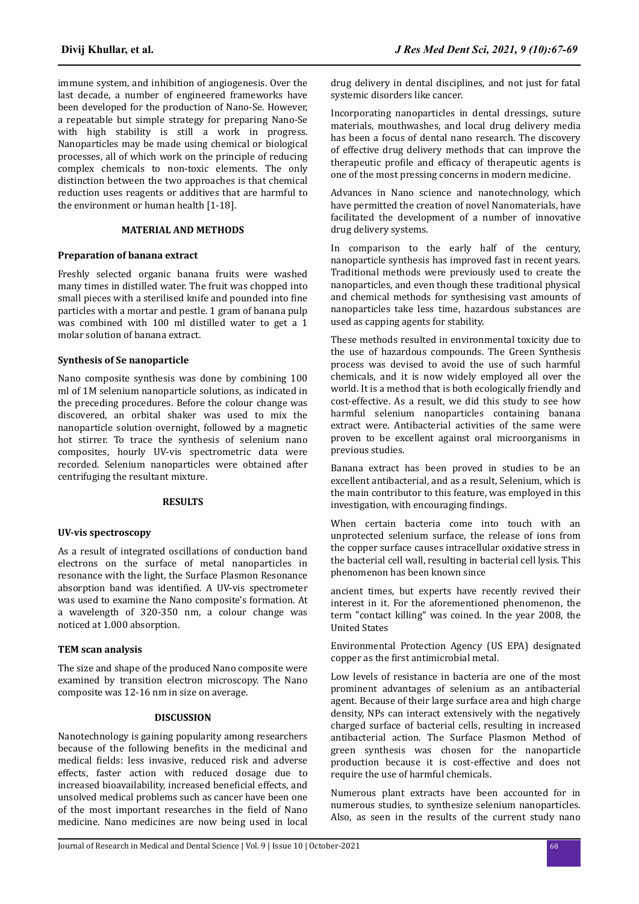immune system, and inhibition of angiogenesis. Over the last decade, a number of engineered frameworks have been developed for the production of Nano-Se. However, a repeatable but simple strategy for preparing Nano-Se with high stability is still a work in progress. Nanoparticles may be made using chemical or biological processes, all of which work on the principle of reducing complex chemicals to non-toxic elements. The only distinction between the two approaches is that chemical reduction uses reagents or additives that are harmful to the environment or human health [1-18].

## MATERIAL AND METHODS

### Preparation of banana extract

Freshly selected organic banana fruits were washed many times in distilled water. The fruit was chopped into small pieces with a sterilised knife and pounded into fine particles with a mortar and pestle. 1 gram of banana pulp was combined with 100 ml distilled water to get a 1 molar solution of banana extract.

### Synthesis of Se nanoparticle

Nano composite synthesis was done by combining 100 ml of 1M selenium nanoparticle solutions, as indicated in the preceding procedures. Before the colour change was discovered, an orbital shaker was used to mix the nanoparticle solution overnight, followed by a magnetic hot stirrer. To trace the synthesis of selenium nano composites, hourly UV-vis spectrometric data were recorded. Selenium nanoparticles were obtained after centrifuging the resultant mixture.

## RESULTS

### UV-vis spectroscopy

As a result of integrated oscillations of conduction band electrons on the surface of metal nanoparticles in resonance with the light, the Surface Plasmon Resonance absorption band was identified. A UV-vis spectrometer was used to examine the Nano composite's formation. At a wavelength of 320-350 nm, a colour change was noticed at 1.000 absorption.

### TEM scan analysis

The size and shape of the produced Nano composite were examined by transition electron microscopy. The Nano composite was 12-16 nm in size on average.

## DISCUSSION

Nanotechnology is gaining popularity among researchers because of the following benefits in the medicinal and medical fields: less invasive, reduced risk and adverse effects, faster action with reduced dosage due to increased bioavailability, increased beneficial effects, and unsolved medical problems such as cancer have been one of the most important researches in the field of Nano medicine. Nano medicines are now being used in local drug delivery in dental disciplines, and not just for fatal systemic disorders like cancer.

Incorporating nanoparticles in dental dressings, suture materials, mouthwashes, and local drug delivery media has been a focus of dental nano research. The discovery of effective drug delivery methods that can improve the therapeutic profile and efficacy of therapeutic agents is one of the most pressing concerns in modern medicine.

Advances in Nano science and nanotechnology, which have permitted the creation of novel Nanomaterials, have facilitated the development of a number of innovative drug delivery systems.

In comparison to the early half of the century, nanoparticle synthesis has improved fast in recent years. Traditional methods were previously used to create the nanoparticles, and even though these traditional physical and chemical methods for synthesising vast amounts of nanoparticles take less time, hazardous substances are used as capping agents for stability.

These methods resulted in environmental toxicity due to the use of hazardous compounds. The Green Synthesis process was devised to avoid the use of such harmful chemicals, and it is now widely employed all over the world. It is a method that is both ecologically friendly and cost-effective. As a result, we did this study to see how harmful selenium nanoparticles containing banana extract were. Antibacterial activities of the same were proven to be excellent against oral microorganisms in previous studies.

Banana extract has been proved in studies to be an excellent antibacterial, and as a result, Selenium, which is the main contributor to this feature, was employed in this investigation, with encouraging findings.

When certain bacteria come into touch with an unprotected selenium surface, the release of ions from the copper surface causes intracellular oxidative stress in the bacterial cell wall, resulting in bacterial cell lysis. This phenomenon has been known since

ancient times, but experts have recently revived their interest in it. For the aforementioned phenomenon, the term "contact killing" was coined. In the year 2008, the United States

Environmental Protection Agency (US EPA) designated copper as the first antimicrobial metal.

Low levels of resistance in bacteria are one of the most prominent advantages of selenium as an antibacterial agent. Because of their large surface area and high charge density, NPs can interact extensively with the negatively charged surface of bacterial cells, resulting in increased antibacterial action. The Surface Plasmon Method of green synthesis was chosen for the nanoparticle production because it is cost-effective and does not require the use of harmful chemicals.

Numerous plant extracts have been accounted for in numerous studies, to synthesize selenium nanoparticles. Also, as seen in the results of the current study nano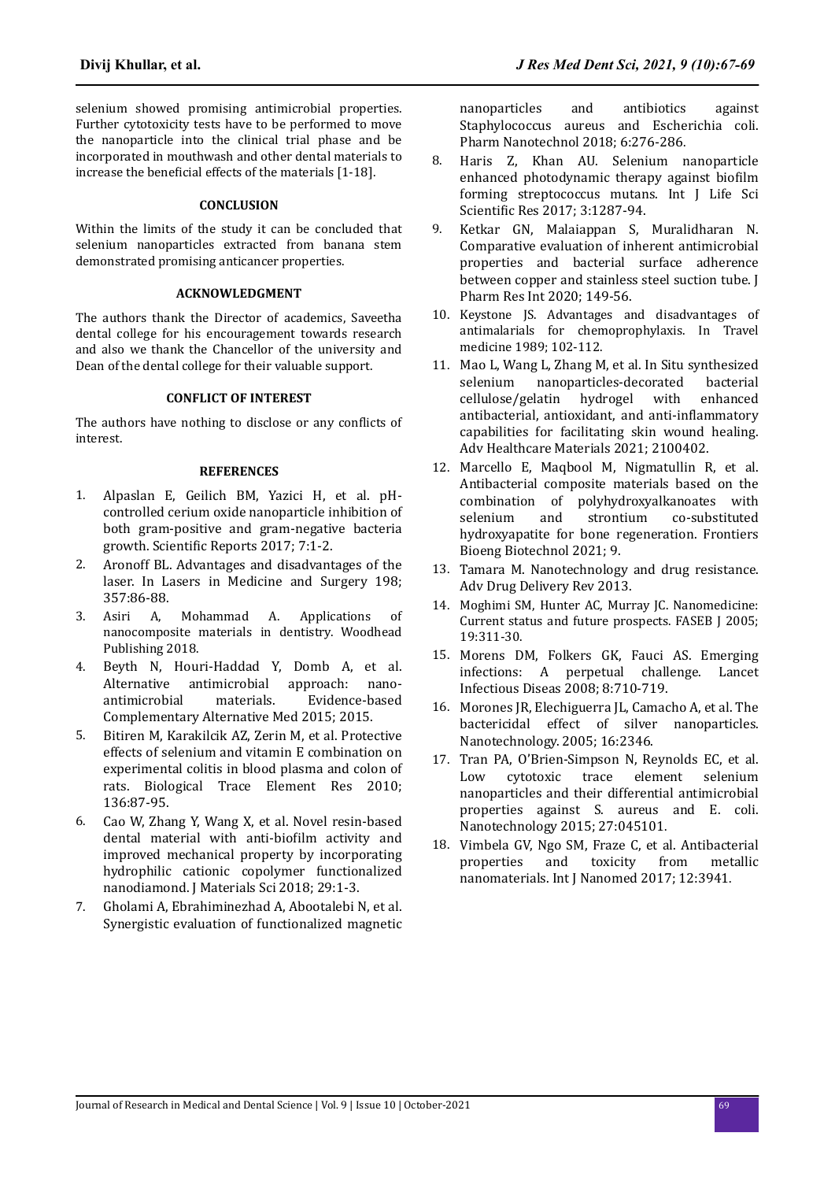selenium showed promising antimicrobial properties. Further cytotoxicity tests have to be performed to move the nanoparticle into the clinical trial phase and be incorporated in mouthwash and other dental materials to increase the beneficial effects of the materials [1-18].

## CONCLUSION

Within the limits of the study it can be concluded that selenium nanoparticles extracted from banana stem demonstrated promising anticancer properties.

## ACKNOWLEDGMENT

The authors thank the Director of academics, Saveetha dental college for his encouragement towards research and also we thank the Chancellor of the university and Dean of the dental college for their valuable support.

## CONFLICT OF INTEREST

The authors have nothing to disclose or any conflicts of interest.

## REFERENCES

1. Alpaslan E, Geilich BM, Yazici H, et al. pH-controlled cerium oxide nanoparticle inhibition of both gram-positive and gram-negative bacteria growth. Scientific Reports 2017; 7:1-2.
2. Aronoff BL. Advantages and disadvantages of the laser. In Lasers in Medicine and Surgery 198; 357:86-88.
3. Asiri A, Mohammad A. Applications of nanocomposite materials in dentistry. Woodhead Publishing 2018.
4. Beyth N, Houri-Haddad Y, Domb A, et al. Alternative antimicrobial approach: nano-antimicrobial materials. Evidence-based Complementary Alternative Med 2015; 2015.
5. Bitiren M, Karakilcik AZ, Zerin M, et al. Protective effects of selenium and vitamin E combination on experimental colitis in blood plasma and colon of rats. Biological Trace Element Res 2010; 136:87-95.
6. Cao W, Zhang Y, Wang X, et al. Novel resin-based dental material with anti-biofilm activity and improved mechanical property by incorporating hydrophilic cationic copolymer functionalized nanodiamond. J Materials Sci 2018; 29:1-3.
7. Gholami A, Ebrahiminezhad A, Abootalebi N, et al. Synergistic evaluation of functionalized magnetic nanoparticles and antibiotics against Staphylococcus aureus and Escherichia coli. Pharm Nanotechnol 2018; 6:276-286.
8. Haris Z, Khan AU. Selenium nanoparticle enhanced photodynamic therapy against biofilm forming streptococcus mutans. Int J Life Sci Scientific Res 2017; 3:1287-94.
9. Ketkar GN, Malaiappan S, Muralidharan N. Comparative evaluation of inherent antimicrobial properties and bacterial surface adherence between copper and stainless steel suction tube. J Pharm Res Int 2020; 149-56.
10. Keystone JS. Advantages and disadvantages of antimalarials for chemoprophylaxis. In Travel medicine 1989; 102-112.
11. Mao L, Wang L, Zhang M, et al. In Situ synthesized selenium nanoparticles-decorated bacterial cellulose/gelatin hydrogel with enhanced antibacterial, antioxidant, and anti-inflammatory capabilities for facilitating skin wound healing. Adv Healthcare Materials 2021; 2100402.
12. Marcello E, Maqbool M, Nigmatullin R, et al. Antibacterial composite materials based on the combination of polyhydroxyalkanoates with selenium and strontium co-substituted hydroxyapatite for bone regeneration. Frontiers Bioeng Biotechnol 2021; 9.
13. Tamara M. Nanotechnology and drug resistance. Adv Drug Delivery Rev 2013.
14. Moghimi SM, Hunter AC, Murray JC. Nanomedicine: Current status and future prospects. FASEB J 2005; 19:311-30.
15. Morens DM, Folkers GK, Fauci AS. Emerging infections: A perpetual challenge. Lancet Infectious Diseas 2008; 8:710-719.
16. Morones JR, Elechiguerra JL, Camacho A, et al. The bactericidal effect of silver nanoparticles. Nanotechnology. 2005; 16:2346.
17. Tran PA, O'Brien-Simpson N, Reynolds EC, et al. Low cytotoxic trace element selenium nanoparticles and their differential antimicrobial properties against S. aureus and E. coli. Nanotechnology 2015; 27:045101.
18. Vimbela GV, Ngo SM, Fraze C, et al. Antibacterial properties and toxicity from metallic nanomaterials. Int J Nanomed 2017; 12:3941.